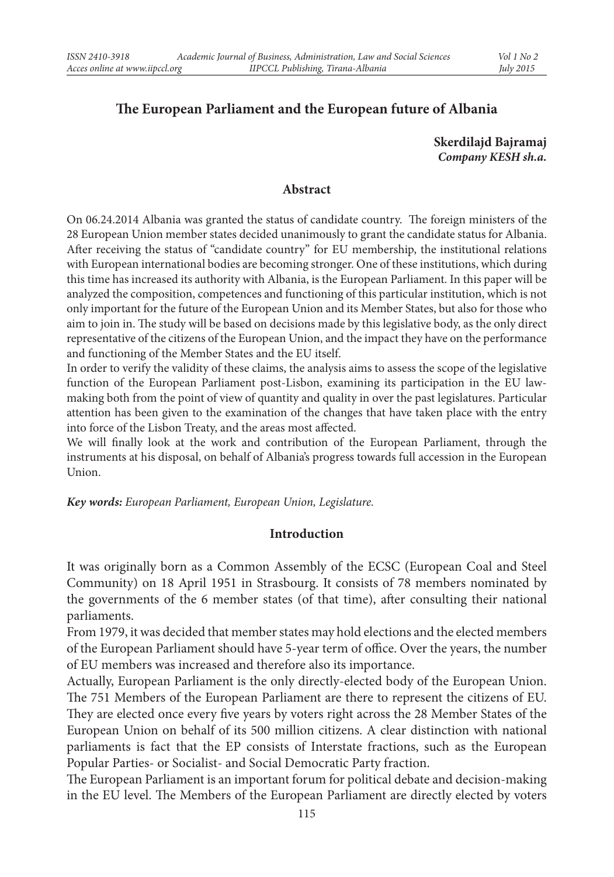# The European Parliament and the European future of Albania

**Skerdilajd Bajramaj**
***Company KESH sh.a.***

## Abstract

On 06.24.2014 Albania was granted the status of candidate country. The foreign ministers of the 28 European Union member states decided unanimously to grant the candidate status for Albania. After receiving the status of "candidate country" for EU membership, the institutional relations with European international bodies are becoming stronger. One of these institutions, which during this time has increased its authority with Albania, is the European Parliament. In this paper will be analyzed the composition, competences and functioning of this particular institution, which is not only important for the future of the European Union and its Member States, but also for those who aim to join in. The study will be based on decisions made by this legislative body, as the only direct representative of the citizens of the European Union, and the impact they have on the performance and functioning of the Member States and the EU itself.

In order to verify the validity of these claims, the analysis aims to assess the scope of the legislative function of the European Parliament post-Lisbon, examining its participation in the EU law-making both from the point of view of quantity and quality in over the past legislatures. Particular attention has been given to the examination of the changes that have taken place with the entry into force of the Lisbon Treaty, and the areas most affected.

We will finally look at the work and contribution of the European Parliament, through the instruments at his disposal, on behalf of Albania's progress towards full accession in the European Union.

***Key words:*** *European Parliament, European Union, Legislature.*

## Introduction

It was originally born as a Common Assembly of the ECSC (European Coal and Steel Community) on 18 April 1951 in Strasbourg. It consists of 78 members nominated by the governments of the 6 member states (of that time), after consulting their national parliaments.

From 1979, it was decided that member states may hold elections and the elected members of the European Parliament should have 5-year term of office. Over the years, the number of EU members was increased and therefore also its importance.

Actually, European Parliament is the only directly-elected body of the European Union. The 751 Members of the European Parliament are there to represent the citizens of EU. They are elected once every five years by voters right across the 28 Member States of the European Union on behalf of its 500 million citizens. A clear distinction with national parliaments is fact that the EP consists of Interstate fractions, such as the European Popular Parties- or Socialist- and Social Democratic Party fraction.

The European Parliament is an important forum for political debate and decision-making in the EU level. The Members of the European Parliament are directly elected by voters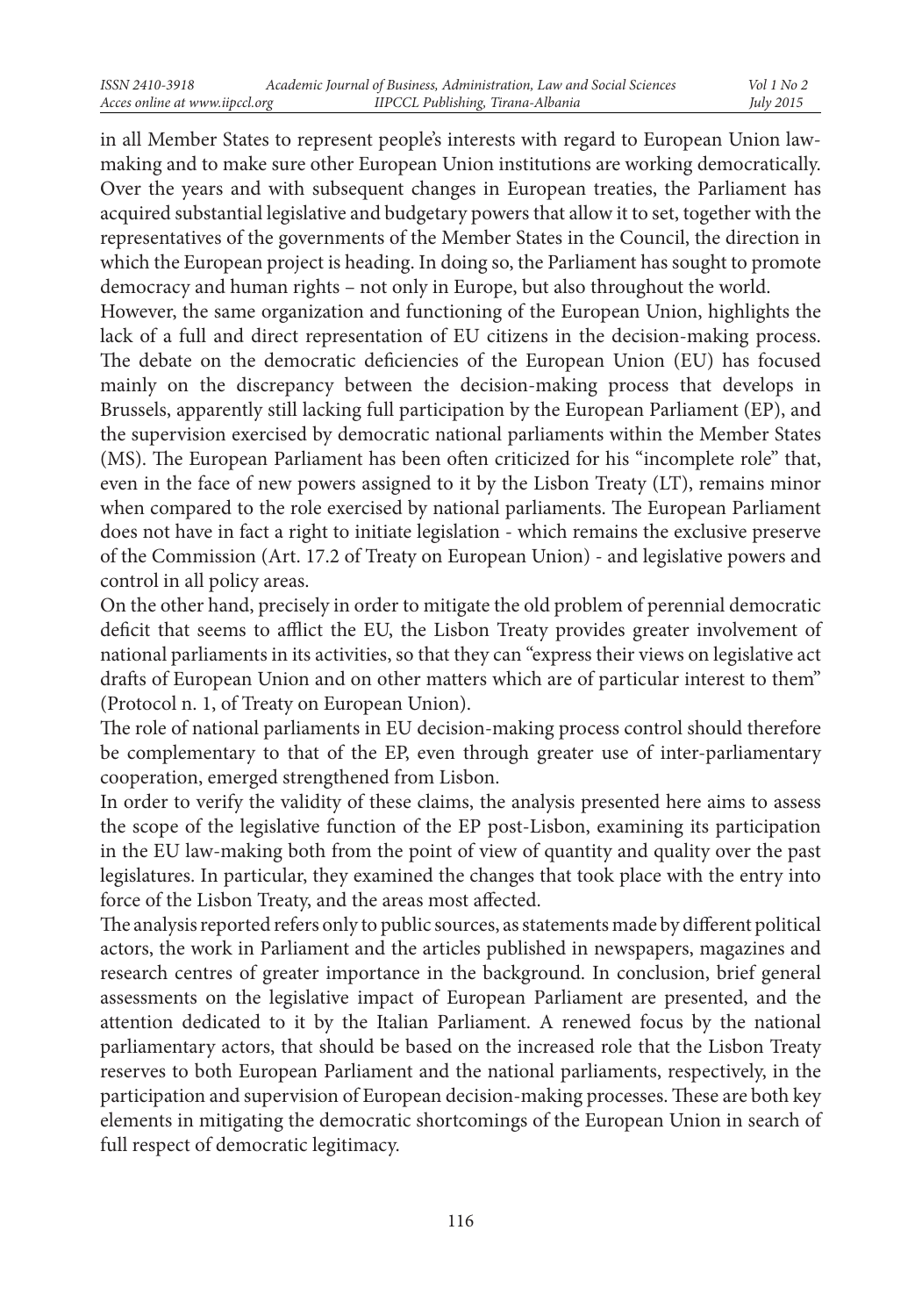in all Member States to represent people's interests with regard to European Union law-making and to make sure other European Union institutions are working democratically. Over the years and with subsequent changes in European treaties, the Parliament has acquired substantial legislative and budgetary powers that allow it to set, together with the representatives of the governments of the Member States in the Council, the direction in which the European project is heading. In doing so, the Parliament has sought to promote democracy and human rights – not only in Europe, but also throughout the world.

However, the same organization and functioning of the European Union, highlights the lack of a full and direct representation of EU citizens in the decision-making process. The debate on the democratic deficiencies of the European Union (EU) has focused mainly on the discrepancy between the decision-making process that develops in Brussels, apparently still lacking full participation by the European Parliament (EP), and the supervision exercised by democratic national parliaments within the Member States (MS). The European Parliament has been often criticized for his "incomplete role" that, even in the face of new powers assigned to it by the Lisbon Treaty (LT), remains minor when compared to the role exercised by national parliaments. The European Parliament does not have in fact a right to initiate legislation - which remains the exclusive preserve of the Commission (Art. 17.2 of Treaty on European Union) - and legislative powers and control in all policy areas.

On the other hand, precisely in order to mitigate the old problem of perennial democratic deficit that seems to afflict the EU, the Lisbon Treaty provides greater involvement of national parliaments in its activities, so that they can "express their views on legislative act drafts of European Union and on other matters which are of particular interest to them" (Protocol n. 1, of Treaty on European Union).

The role of national parliaments in EU decision-making process control should therefore be complementary to that of the EP, even through greater use of inter-parliamentary cooperation, emerged strengthened from Lisbon.

In order to verify the validity of these claims, the analysis presented here aims to assess the scope of the legislative function of the EP post-Lisbon, examining its participation in the EU law-making both from the point of view of quantity and quality over the past legislatures. In particular, they examined the changes that took place with the entry into force of the Lisbon Treaty, and the areas most affected.

The analysis reported refers only to public sources, as statements made by different political actors, the work in Parliament and the articles published in newspapers, magazines and research centres of greater importance in the background. In conclusion, brief general assessments on the legislative impact of European Parliament are presented, and the attention dedicated to it by the Italian Parliament. A renewed focus by the national parliamentary actors, that should be based on the increased role that the Lisbon Treaty reserves to both European Parliament and the national parliaments, respectively, in the participation and supervision of European decision-making processes. These are both key elements in mitigating the democratic shortcomings of the European Union in search of full respect of democratic legitimacy.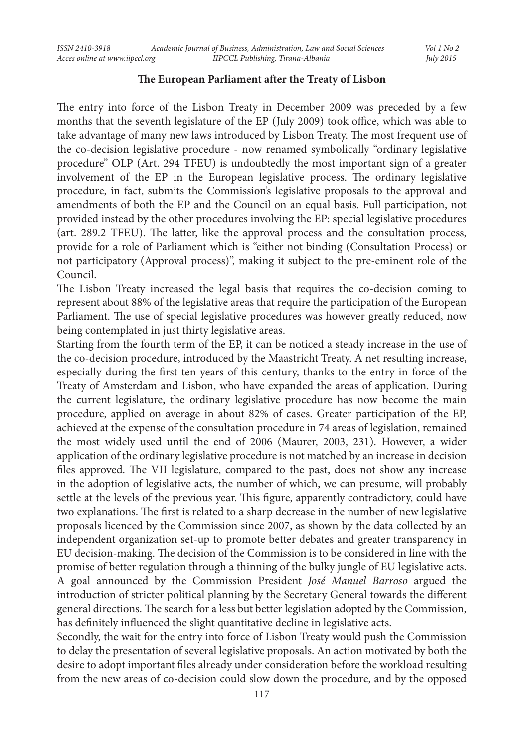## The European Parliament after the Treaty of Lisbon

The entry into force of the Lisbon Treaty in December 2009 was preceded by a few months that the seventh legislature of the EP (July 2009) took office, which was able to take advantage of many new laws introduced by Lisbon Treaty. The most frequent use of the co-decision legislative procedure - now renamed symbolically "ordinary legislative procedure" OLP (Art. 294 TFEU) is undoubtedly the most important sign of a greater involvement of the EP in the European legislative process. The ordinary legislative procedure, in fact, submits the Commission's legislative proposals to the approval and amendments of both the EP and the Council on an equal basis. Full participation, not provided instead by the other procedures involving the EP: special legislative procedures (art. 289.2 TFEU). The latter, like the approval process and the consultation process, provide for a role of Parliament which is "either not binding (Consultation Process) or not participatory (Approval process)", making it subject to the pre-eminent role of the Council.

The Lisbon Treaty increased the legal basis that requires the co-decision coming to represent about 88% of the legislative areas that require the participation of the European Parliament. The use of special legislative procedures was however greatly reduced, now being contemplated in just thirty legislative areas.

Starting from the fourth term of the EP, it can be noticed a steady increase in the use of the co-decision procedure, introduced by the Maastricht Treaty. A net resulting increase, especially during the first ten years of this century, thanks to the entry in force of the Treaty of Amsterdam and Lisbon, who have expanded the areas of application. During the current legislature, the ordinary legislative procedure has now become the main procedure, applied on average in about 82% of cases. Greater participation of the EP, achieved at the expense of the consultation procedure in 74 areas of legislation, remained the most widely used until the end of 2006 (Maurer, 2003, 231). However, a wider application of the ordinary legislative procedure is not matched by an increase in decision files approved. The VII legislature, compared to the past, does not show any increase in the adoption of legislative acts, the number of which, we can presume, will probably settle at the levels of the previous year. This figure, apparently contradictory, could have two explanations. The first is related to a sharp decrease in the number of new legislative proposals licenced by the Commission since 2007, as shown by the data collected by an independent organization set-up to promote better debates and greater transparency in EU decision-making. The decision of the Commission is to be considered in line with the promise of better regulation through a thinning of the bulky jungle of EU legislative acts. A goal announced by the Commission President *José Manuel Barroso* argued the introduction of stricter political planning by the Secretary General towards the different general directions. The search for a less but better legislation adopted by the Commission, has definitely influenced the slight quantitative decline in legislative acts.

Secondly, the wait for the entry into force of Lisbon Treaty would push the Commission to delay the presentation of several legislative proposals. An action motivated by both the desire to adopt important files already under consideration before the workload resulting from the new areas of co-decision could slow down the procedure, and by the opposed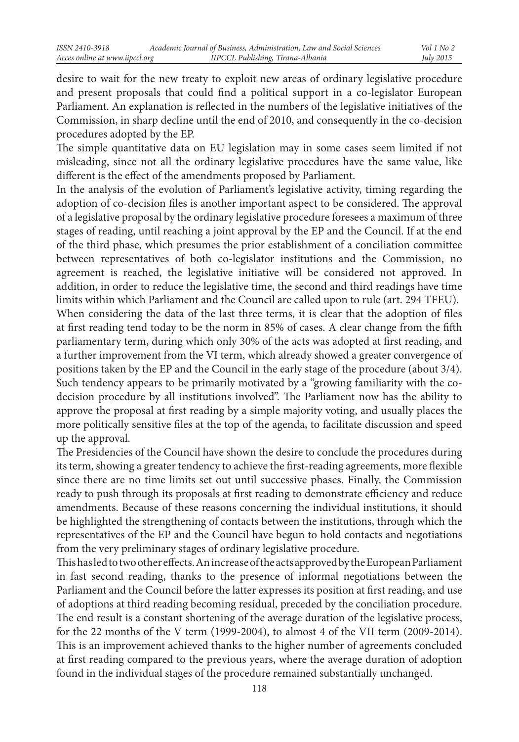desire to wait for the new treaty to exploit new areas of ordinary legislative procedure and present proposals that could find a political support in a co-legislator European Parliament. An explanation is reflected in the numbers of the legislative initiatives of the Commission, in sharp decline until the end of 2010, and consequently in the co-decision procedures adopted by the EP.

The simple quantitative data on EU legislation may in some cases seem limited if not misleading, since not all the ordinary legislative procedures have the same value, like different is the effect of the amendments proposed by Parliament.

In the analysis of the evolution of Parliament's legislative activity, timing regarding the adoption of co-decision files is another important aspect to be considered. The approval of a legislative proposal by the ordinary legislative procedure foresees a maximum of three stages of reading, until reaching a joint approval by the EP and the Council. If at the end of the third phase, which presumes the prior establishment of a conciliation committee between representatives of both co-legislator institutions and the Commission, no agreement is reached, the legislative initiative will be considered not approved. In addition, in order to reduce the legislative time, the second and third readings have time limits within which Parliament and the Council are called upon to rule (art. 294 TFEU).

When considering the data of the last three terms, it is clear that the adoption of files at first reading tend today to be the norm in 85% of cases. A clear change from the fifth parliamentary term, during which only 30% of the acts was adopted at first reading, and a further improvement from the VI term, which already showed a greater convergence of positions taken by the EP and the Council in the early stage of the procedure (about 3/4). Such tendency appears to be primarily motivated by a "growing familiarity with the co-decision procedure by all institutions involved". The Parliament now has the ability to approve the proposal at first reading by a simple majority voting, and usually places the more politically sensitive files at the top of the agenda, to facilitate discussion and speed up the approval.

The Presidencies of the Council have shown the desire to conclude the procedures during its term, showing a greater tendency to achieve the first-reading agreements, more flexible since there are no time limits set out until successive phases. Finally, the Commission ready to push through its proposals at first reading to demonstrate efficiency and reduce amendments. Because of these reasons concerning the individual institutions, it should be highlighted the strengthening of contacts between the institutions, through which the representatives of the EP and the Council have begun to hold contacts and negotiations from the very preliminary stages of ordinary legislative procedure.

This has led to two other effects. An increase of the acts approved by the European Parliament in fast second reading, thanks to the presence of informal negotiations between the Parliament and the Council before the latter expresses its position at first reading, and use of adoptions at third reading becoming residual, preceded by the conciliation procedure. The end result is a constant shortening of the average duration of the legislative process, for the 22 months of the V term (1999-2004), to almost 4 of the VII term (2009-2014). This is an improvement achieved thanks to the higher number of agreements concluded at first reading compared to the previous years, where the average duration of adoption found in the individual stages of the procedure remained substantially unchanged.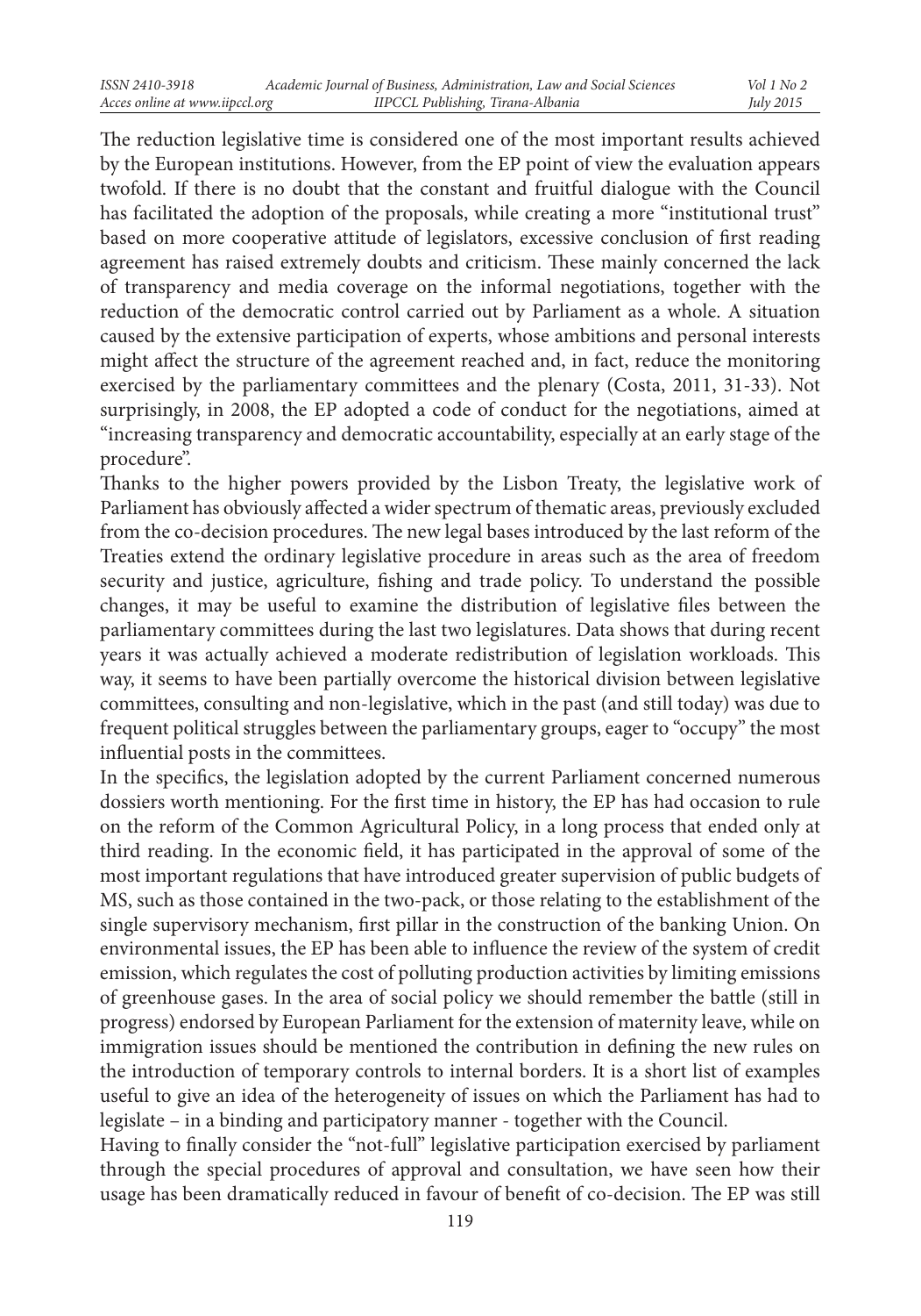The reduction legislative time is considered one of the most important results achieved by the European institutions. However, from the EP point of view the evaluation appears twofold. If there is no doubt that the constant and fruitful dialogue with the Council has facilitated the adoption of the proposals, while creating a more "institutional trust" based on more cooperative attitude of legislators, excessive conclusion of first reading agreement has raised extremely doubts and criticism. These mainly concerned the lack of transparency and media coverage on the informal negotiations, together with the reduction of the democratic control carried out by Parliament as a whole. A situation caused by the extensive participation of experts, whose ambitions and personal interests might affect the structure of the agreement reached and, in fact, reduce the monitoring exercised by the parliamentary committees and the plenary (Costa, 2011, 31-33). Not surprisingly, in 2008, the EP adopted a code of conduct for the negotiations, aimed at "increasing transparency and democratic accountability, especially at an early stage of the procedure".

Thanks to the higher powers provided by the Lisbon Treaty, the legislative work of Parliament has obviously affected a wider spectrum of thematic areas, previously excluded from the co-decision procedures. The new legal bases introduced by the last reform of the Treaties extend the ordinary legislative procedure in areas such as the area of freedom security and justice, agriculture, fishing and trade policy. To understand the possible changes, it may be useful to examine the distribution of legislative files between the parliamentary committees during the last two legislatures. Data shows that during recent years it was actually achieved a moderate redistribution of legislation workloads. This way, it seems to have been partially overcome the historical division between legislative committees, consulting and non-legislative, which in the past (and still today) was due to frequent political struggles between the parliamentary groups, eager to "occupy" the most influential posts in the committees.

In the specifics, the legislation adopted by the current Parliament concerned numerous dossiers worth mentioning. For the first time in history, the EP has had occasion to rule on the reform of the Common Agricultural Policy, in a long process that ended only at third reading. In the economic field, it has participated in the approval of some of the most important regulations that have introduced greater supervision of public budgets of MS, such as those contained in the two-pack, or those relating to the establishment of the single supervisory mechanism, first pillar in the construction of the banking Union. On environmental issues, the EP has been able to influence the review of the system of credit emission, which regulates the cost of polluting production activities by limiting emissions of greenhouse gases. In the area of social policy we should remember the battle (still in progress) endorsed by European Parliament for the extension of maternity leave, while on immigration issues should be mentioned the contribution in defining the new rules on the introduction of temporary controls to internal borders. It is a short list of examples useful to give an idea of the heterogeneity of issues on which the Parliament has had to legislate – in a binding and participatory manner - together with the Council.

Having to finally consider the "not-full" legislative participation exercised by parliament through the special procedures of approval and consultation, we have seen how their usage has been dramatically reduced in favour of benefit of co-decision. The EP was still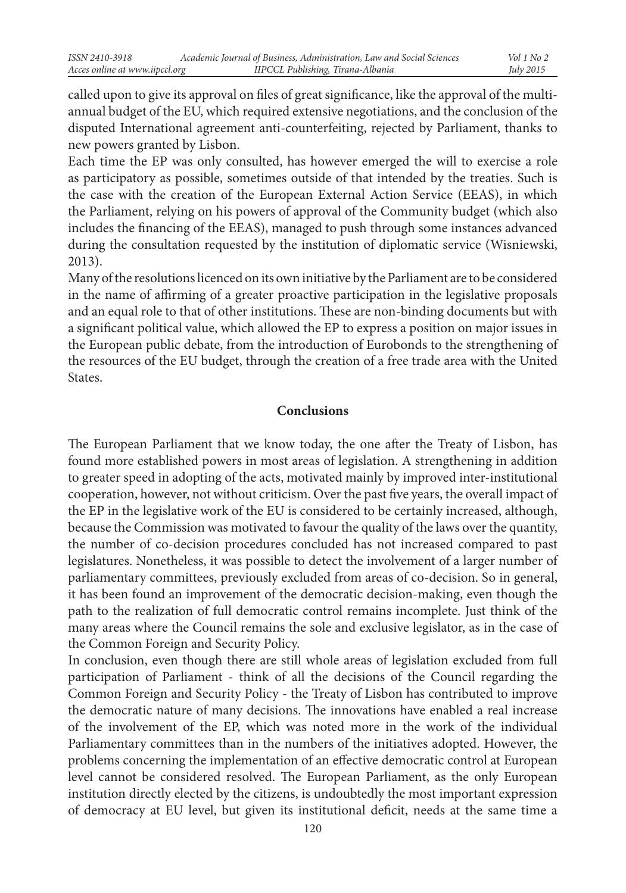called upon to give its approval on files of great significance, like the approval of the multi-annual budget of the EU, which required extensive negotiations, and the conclusion of the disputed International agreement anti-counterfeiting, rejected by Parliament, thanks to new powers granted by Lisbon.

Each time the EP was only consulted, has however emerged the will to exercise a role as participatory as possible, sometimes outside of that intended by the treaties. Such is the case with the creation of the European External Action Service (EEAS), in which the Parliament, relying on his powers of approval of the Community budget (which also includes the financing of the EEAS), managed to push through some instances advanced during the consultation requested by the institution of diplomatic service (Wisniewski, 2013).

Many of the resolutions licenced on its own initiative by the Parliament are to be considered in the name of affirming of a greater proactive participation in the legislative proposals and an equal role to that of other institutions. These are non-binding documents but with a significant political value, which allowed the EP to express a position on major issues in the European public debate, from the introduction of Eurobonds to the strengthening of the resources of the EU budget, through the creation of a free trade area with the United States.

## Conclusions

The European Parliament that we know today, the one after the Treaty of Lisbon, has found more established powers in most areas of legislation. A strengthening in addition to greater speed in adopting of the acts, motivated mainly by improved inter-institutional cooperation, however, not without criticism. Over the past five years, the overall impact of the EP in the legislative work of the EU is considered to be certainly increased, although, because the Commission was motivated to favour the quality of the laws over the quantity, the number of co-decision procedures concluded has not increased compared to past legislatures. Nonetheless, it was possible to detect the involvement of a larger number of parliamentary committees, previously excluded from areas of co-decision. So in general, it has been found an improvement of the democratic decision-making, even though the path to the realization of full democratic control remains incomplete. Just think of the many areas where the Council remains the sole and exclusive legislator, as in the case of the Common Foreign and Security Policy.

In conclusion, even though there are still whole areas of legislation excluded from full participation of Parliament - think of all the decisions of the Council regarding the Common Foreign and Security Policy - the Treaty of Lisbon has contributed to improve the democratic nature of many decisions. The innovations have enabled a real increase of the involvement of the EP, which was noted more in the work of the individual Parliamentary committees than in the numbers of the initiatives adopted. However, the problems concerning the implementation of an effective democratic control at European level cannot be considered resolved. The European Parliament, as the only European institution directly elected by the citizens, is undoubtedly the most important expression of democracy at EU level, but given its institutional deficit, needs at the same time a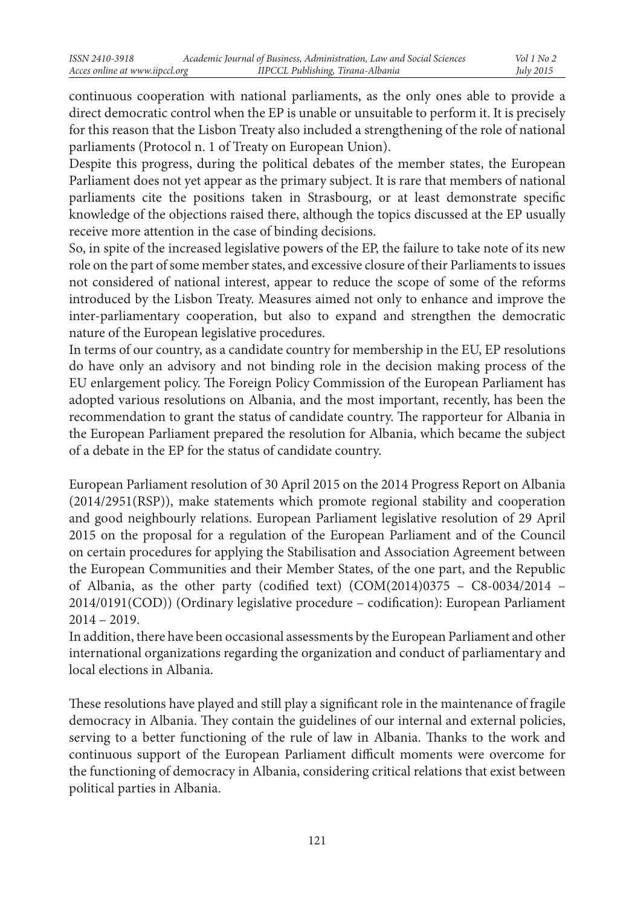continuous cooperation with national parliaments, as the only ones able to provide a direct democratic control when the EP is unable or unsuitable to perform it. It is precisely for this reason that the Lisbon Treaty also included a strengthening of the role of national parliaments (Protocol n. 1 of Treaty on European Union).

Despite this progress, during the political debates of the member states, the European Parliament does not yet appear as the primary subject. It is rare that members of national parliaments cite the positions taken in Strasbourg, or at least demonstrate specific knowledge of the objections raised there, although the topics discussed at the EP usually receive more attention in the case of binding decisions.

So, in spite of the increased legislative powers of the EP, the failure to take note of its new role on the part of some member states, and excessive closure of their Parliaments to issues not considered of national interest, appear to reduce the scope of some of the reforms introduced by the Lisbon Treaty. Measures aimed not only to enhance and improve the inter-parliamentary cooperation, but also to expand and strengthen the democratic nature of the European legislative procedures.

In terms of our country, as a candidate country for membership in the EU, EP resolutions do have only an advisory and not binding role in the decision making process of the EU enlargement policy. The Foreign Policy Commission of the European Parliament has adopted various resolutions on Albania, and the most important, recently, has been the recommendation to grant the status of candidate country. The rapporteur for Albania in the European Parliament prepared the resolution for Albania, which became the subject of a debate in the EP for the status of candidate country.

European Parliament resolution of 30 April 2015 on the 2014 Progress Report on Albania (2014/2951(RSP)), make statements which promote regional stability and cooperation and good neighbourly relations. European Parliament legislative resolution of 29 April 2015 on the proposal for a regulation of the European Parliament and of the Council on certain procedures for applying the Stabilisation and Association Agreement between the European Communities and their Member States, of the one part, and the Republic of Albania, as the other party (codified text) (COM(2014)0375 – C8-0034/2014 – 2014/0191(COD)) (Ordinary legislative procedure – codification): European Parliament 2014 – 2019.

In addition, there have been occasional assessments by the European Parliament and other international organizations regarding the organization and conduct of parliamentary and local elections in Albania.

These resolutions have played and still play a significant role in the maintenance of fragile democracy in Albania. They contain the guidelines of our internal and external policies, serving to a better functioning of the rule of law in Albania. Thanks to the work and continuous support of the European Parliament difficult moments were overcome for the functioning of democracy in Albania, considering critical relations that exist between political parties in Albania.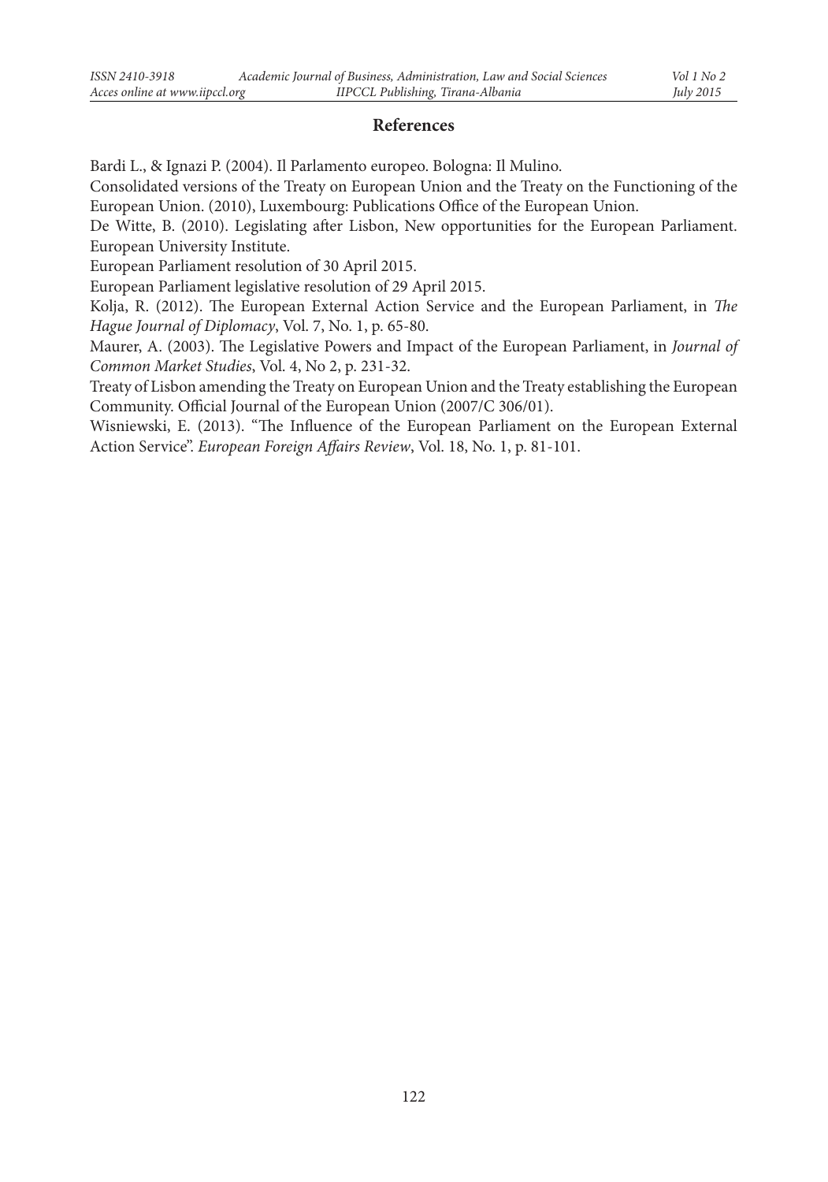## References

Bardi L., & Ignazi P. (2004). Il Parlamento europeo. Bologna: Il Mulino.

Consolidated versions of the Treaty on European Union and the Treaty on the Functioning of the European Union. (2010), Luxembourg: Publications Office of the European Union.

De Witte, B. (2010). Legislating after Lisbon, New opportunities for the European Parliament. European University Institute.

European Parliament resolution of 30 April 2015.

European Parliament legislative resolution of 29 April 2015.

Kolja, R. (2012). The European External Action Service and the European Parliament, in *The Hague Journal of Diplomacy*, Vol. 7, No. 1, p. 65-80.

Maurer, A. (2003). The Legislative Powers and Impact of the European Parliament, in *Journal of Common Market Studies*, Vol. 4, No 2, p. 231-32.

Treaty of Lisbon amending the Treaty on European Union and the Treaty establishing the European Community. Official Journal of the European Union (2007/C 306/01).

Wisniewski, E. (2013). "The Influence of the European Parliament on the European External Action Service". *European Foreign Affairs Review*, Vol. 18, No. 1, p. 81-101.